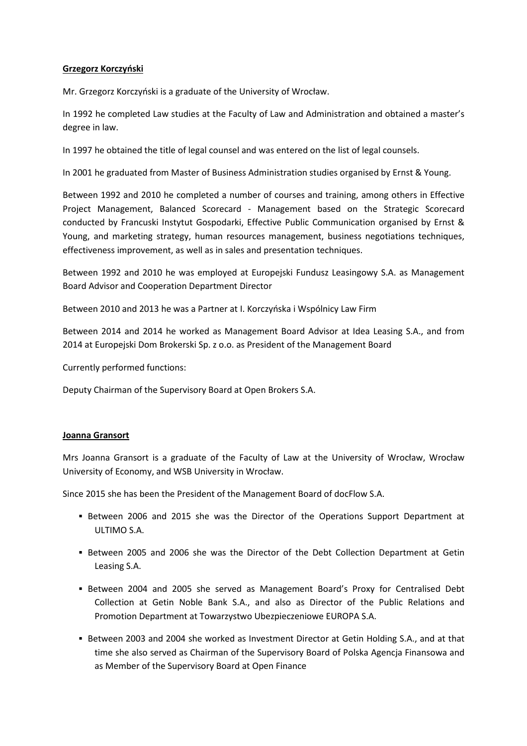**Grzegorz Korczyński**

Mr. Grzegorz Korczyński is a graduate of the University of Wrocław.

In 1992 he completed Law studies at the Faculty of Law and Administration and obtained a master's degree in law.

In 1997 he obtained the title of legal counsel and was entered on the list of legal counsels.

In 2001 he graduated from Master of Business Administration studies organised by Ernst & Young.

Between 1992 and 2010 he completed a number of courses and training, among others in Effective Project Management, Balanced Scorecard - Management based on the Strategic Scorecard conducted by Francuski Instytut Gospodarki, Effective Public Communication organised by Ernst & Young, and marketing strategy, human resources management, business negotiations techniques, effectiveness improvement, as well as in sales and presentation techniques.

Between 1992 and 2010 he was employed at Europejski Fundusz Leasingowy S.A. as Management Board Advisor and Cooperation Department Director

Between 2010 and 2013 he was a Partner at I. Korczyńska i Wspólnicy Law Firm

Between 2014 and 2014 he worked as Management Board Advisor at Idea Leasing S.A., and from 2014 at Europejski Dom Brokerski Sp. z o.o. as President of the Management Board

Currently performed functions:

Deputy Chairman of the Supervisory Board at Open Brokers S.A.

**Joanna Gransort**

Mrs Joanna Gransort is a graduate of the Faculty of Law at the University of Wrocław, Wrocław University of Economy, and WSB University in Wrocław.

Since 2015 she has been the President of the Management Board of docFlow S.A.

- Between 2006 and 2015 she was the Director of the Operations Support Department at ULTIMO S.A.
- Between 2005 and 2006 she was the Director of the Debt Collection Department at Getin Leasing S.A.
- Between 2004 and 2005 she served as Management Board's Proxy for Centralised Debt Collection at Getin Noble Bank S.A., and also as Director of the Public Relations and Promotion Department at Towarzystwo Ubezpieczeniowe EUROPA S.A.
- Between 2003 and 2004 she worked as Investment Director at Getin Holding S.A., and at that time she also served as Chairman of the Supervisory Board of Polska Agencja Finansowa and as Member of the Supervisory Board at Open Finance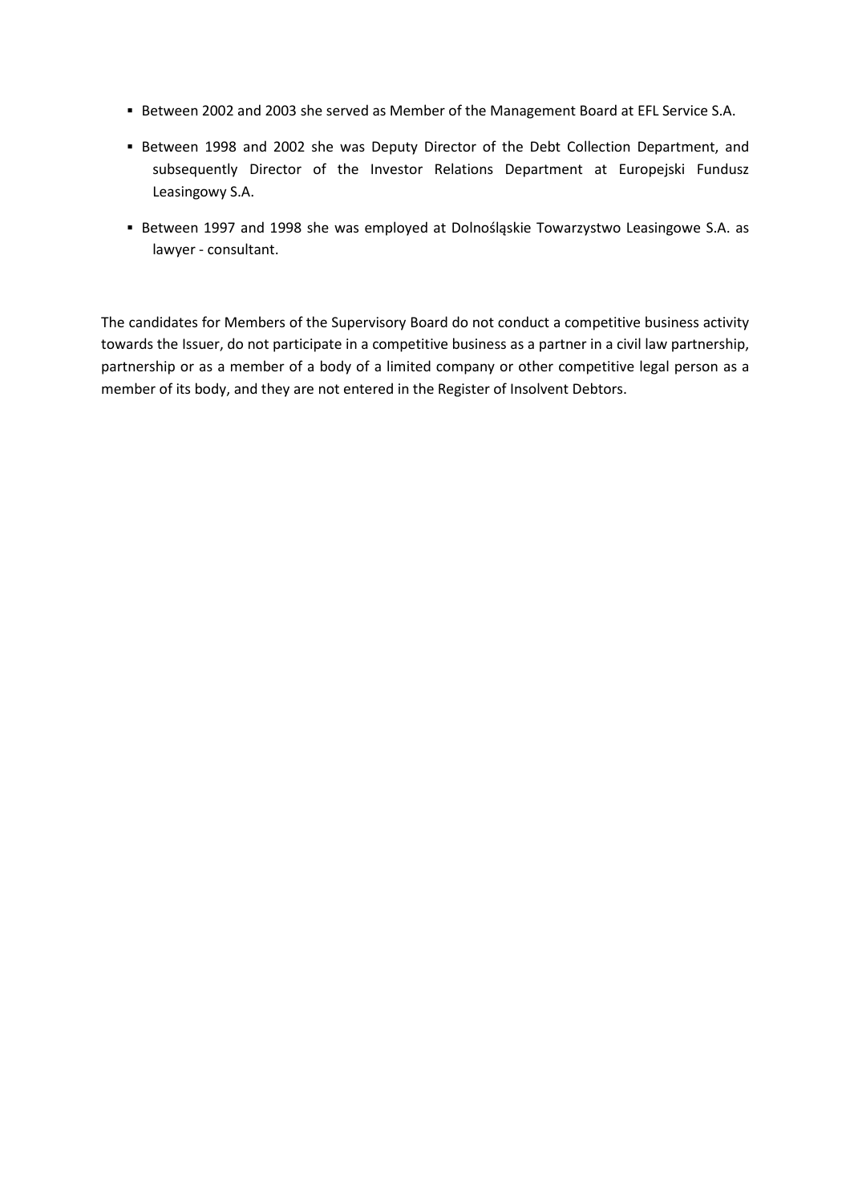- Between 2002 and 2003 she served as Member of the Management Board at EFL Service S.A.
- Between 1998 and 2002 she was Deputy Director of the Debt Collection Department, and subsequently Director of the Investor Relations Department at Europejski Fundusz Leasingowy S.A.
- Between 1997 and 1998 she was employed at Dolnośląskie Towarzystwo Leasingowe S.A. as lawyer - consultant.

The candidates for Members of the Supervisory Board do not conduct a competitive business activity towards the Issuer, do not participate in a competitive business as a partner in a civil law partnership, partnership or as a member of a body of a limited company or other competitive legal person as a member of its body, and they are not entered in the Register of Insolvent Debtors.